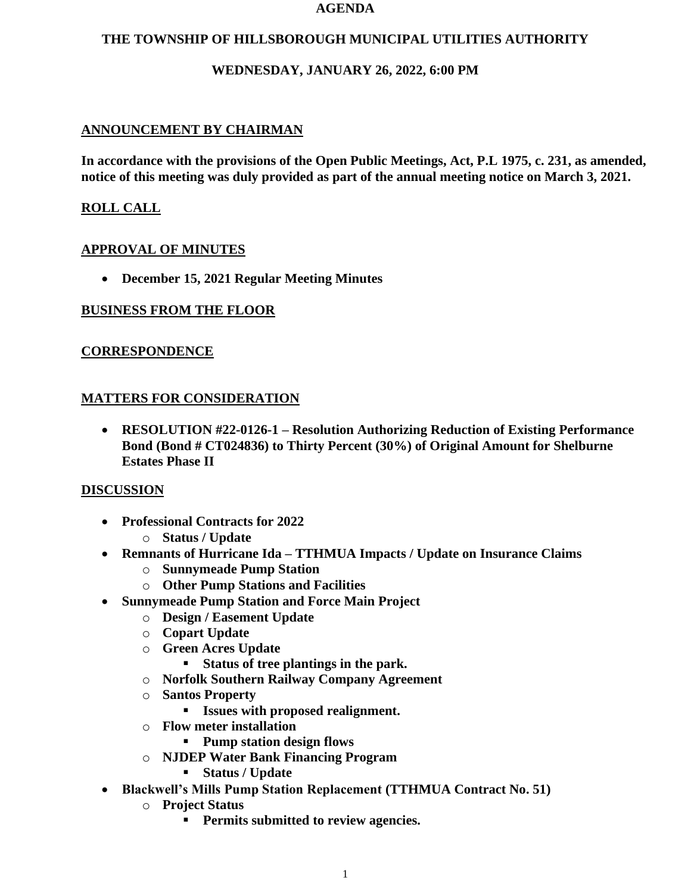# AGENDA

## THE TOWNSHIP OF HILLSBOROUGH MUNICIPAL UTILITIES AUTHORITY

## WEDNESDAY, JANUARY 26, 2022, 6:00 PM

**ANNOUNCEMENT BY CHAIRMAN**

**In accordance with the provisions of the Open Public Meetings, Act, P.L 1975, c. 231, as amended, notice of this meeting was duly provided as part of the annual meeting notice on March 3, 2021.**

**ROLL CALL**

**APPROVAL OF MINUTES**

- **December 15, 2021 Regular Meeting Minutes**

**BUSINESS FROM THE FLOOR**

**CORRESPONDENCE**

**MATTERS FOR CONSIDERATION**

- **RESOLUTION #22-0126-1 – Resolution Authorizing Reduction of Existing Performance Bond (Bond # CT024836) to Thirty Percent (30%) of Original Amount for Shelburne Estates Phase II**

**DISCUSSION**

- **Professional Contracts for 2022**
  - **Status / Update**
- **Remnants of Hurricane Ida – TTHMUA Impacts / Update on Insurance Claims**
  - **Sunnymeade Pump Station**
  - **Other Pump Stations and Facilities**
- **Sunnymeade Pump Station and Force Main Project**
  - **Design / Easement Update**
  - **Copart Update**
  - **Green Acres Update**
    - **Status of tree plantings in the park.**
  - **Norfolk Southern Railway Company Agreement**
  - **Santos Property**
    - **Issues with proposed realignment.**
  - **Flow meter installation**
    - **Pump station design flows**
  - **NJDEP Water Bank Financing Program**
    - **Status / Update**
- **Blackwell's Mills Pump Station Replacement (TTHMUA Contract No. 51)**
  - **Project Status**
    - **Permits submitted to review agencies.**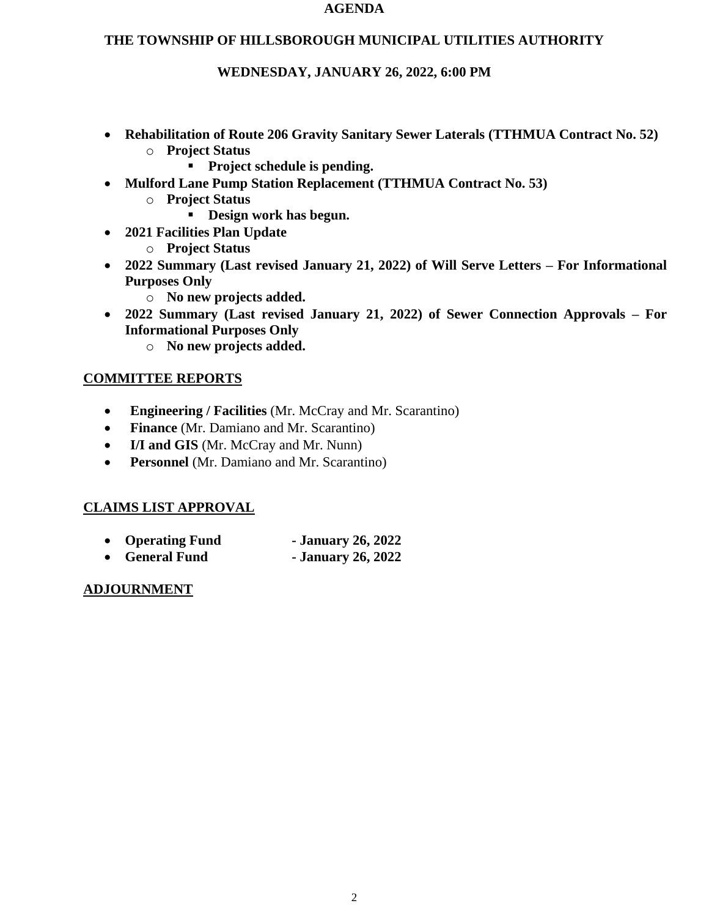**AGENDA**

**THE TOWNSHIP OF HILLSBOROUGH MUNICIPAL UTILITIES AUTHORITY**

**WEDNESDAY, JANUARY 26, 2022, 6:00 PM**

- **Rehabilitation of Route 206 Gravity Sanitary Sewer Laterals (TTHMUA Contract No. 52)**
  - **Project Status**
    - **Project schedule is pending.**
- **Mulford Lane Pump Station Replacement (TTHMUA Contract No. 53)**
  - **Project Status**
    - **Design work has begun.**
- **2021 Facilities Plan Update**
  - **Project Status**
- **2022 Summary (Last revised January 21, 2022) of Will Serve Letters – For Informational Purposes Only**
  - **No new projects added.**
- **2022 Summary (Last revised January 21, 2022) of Sewer Connection Approvals – For Informational Purposes Only**
  - **No new projects added.**

## COMMITTEE REPORTS

- **Engineering / Facilities** (Mr. McCray and Mr. Scarantino)
- **Finance** (Mr. Damiano and Mr. Scarantino)
- **I/I and GIS** (Mr. McCray and Mr. Nunn)
- **Personnel** (Mr. Damiano and Mr. Scarantino)

## CLAIMS LIST APPROVAL

- **Operating Fund - January 26, 2022**
- **General Fund - January 26, 2022**

## ADJOURNMENT